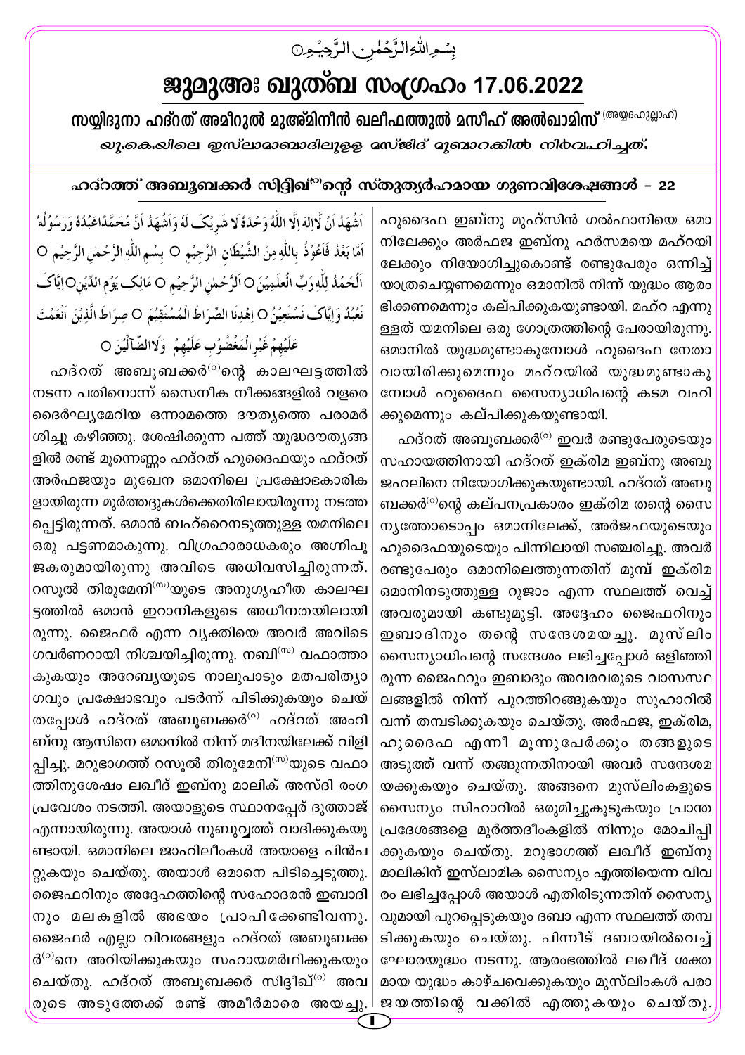بِسۡمِ اللّٰہِ الرَّحۡمٰنِ الرَّحِیۡمِ○

# ജുമുഅഃ ഖുത്ബ സംഗ്രഹം 17.06.2022

**സയ്യിദുനാ ഹദ്റത് അമീറുൽ മുഅ്മിനീൻ ഖലീഫത്തുൽ മസീഹ് അൽഖാമിസ്** (അയ്യദഹുല്ലാഹ്)

*യു.കെ.യിലെ ഇസ്‌ലാമാബാദിലുളള മസ്ജിദ് മുബാറക്കിൽ നിർവഹിച്ചത്.*

## ഹദ്റത്ത് അബൂബക്കർ സിദ്ദീഖ്(റ)ന്റെ സ്തുത്യർഹമായ ഗുണവിശേഷങ്ങൾ - 22

اَشْھَدُ اَنْ لَّاۤ اِلٰہَ اِلَّا اللّٰہُ وَحْدَہٗ لَا شَرِیْکَ لَہٗ وَاَشْھَدُ اَنَّ مُحَمَّدًا عَبْدُہٗ وَرَسُوْلُہٗ

اَمَّا بَعْدُ فَاَعُوْذُ بِاللّٰہِ مِنَ الشَّیْطٰنِ الرَّجِیْمِ ○ بِسْمِ اللّٰہِ الرَّحْمٰنِ الرَّحِیْمِ ○

اَلْحَمْدُ لِلّٰہِ رَبِّ الْعٰلَمِیْنَ ○ اَلرَّحْمٰنِ الرَّحِیْمِ ○ مٰلِکِ یَوْمِ الدِّیْنِ ○ اِیَّاکَ نَعْبُدُ وَاِیَّاکَ نَسْتَعِیْنُ ○ اِھْدِنَا الصِّرَاطَ الْمُسْتَقِیْمَ ○ صِرَاطَ الَّذِیْنَ اَنْعَمْتَ عَلَیْھِمْ غَیْرِ الْمَغْضُوْبِ عَلَیْھِمْ وَلَا الضَّآلِّیْنَ ○

ഹദ്റത് അബൂബക്കർ(റ)ന്റെ കാലഘട്ടത്തിൽ നടന്ന പതിനൊന്ന് സൈനീക നീക്കങ്ങളിൽ വളരെ ദൈർഘ്യമേറിയ ഒന്നാമത്തെ ദൗത്യത്തെ പരാമർശിച്ചു കഴിഞ്ഞു. ശേഷിക്കുന്ന പത്ത് യുദ്ധദൗത്യങ്ങളിൽ രണ്ട് മൂന്നെണ്ണം ഹദ്റത് ഹുദൈഫയും ഹദ്റത് അർഫജയും മുഖേന ഒമാനിലെ പ്രക്ഷോഭകാരികളായിരുന്ന മുർത്തദ്ദുകൾക്കെതിരിലായിരുന്നു നടത്തപ്പെട്ടിരുന്നത്. ഒമാൻ ബഹ്റൈനടുത്തുള്ള യമനിലെ ഒരു പട്ടണമാകുന്നു. വിഗ്രഹാരാധകരും അഗ്നിപൂജകരുമായിരുന്നു അവിടെ അധിവസിച്ചിരുന്നത്. റസൂൽ തിരുമേനി(സ)യുടെ അനുഗൃഹീത കാലഘട്ടത്തിൽ ഒമാൻ ഇറാനികളുടെ അധീനതയിലായിരുന്നു. ജൈഫർ എന്ന വ്യക്തിയെ അവർ അവിടെ ഗവർണറായി നിശ്ചയിച്ചിരുന്നു. നബി(സ) വഫാത്താകുകയും അറേബ്യയുടെ നാലുപാടും മതപരിത്യാഗവും പ്രക്ഷോഭവും പടർന്ന് പിടിക്കുകയും ചെയ്തപ്പോൾ ഹദ്റത് അബൂബക്കർ(റ) ഹദ്റത് അംറിബ്നു ആസിനെ ഒമാനിൽ നിന്ന് മദീനയിലേക്ക് വിളിപ്പിച്ചു. മറുഭാഗത്ത് റസൂൽ തിരുമേനി(സ)യുടെ വഫാത്തിനുശേഷം ലഖീദ് ഇബ്നു മാലിക് അസ്ദി രംഗപ്രവേശം നടത്തി. അയാളുടെ സ്ഥാനപ്പേര് ദുത്താജ് എന്നായിരുന്നു. അയാൾ നുബുവ്വത്ത് വാദിക്കുകയുണ്ടായി. ഒമാനിലെ ജാഹിലീംകൾ അയാളെ പിൻപറ്റുകയും ചെയ്തു. അയാൾ ഒമാനെ പിടിച്ചെടുത്തു. ജൈഫറിനും അദ്ദേഹത്തിന്റെ സഹോദരൻ ഇബാദിനും മലകളിൽ അഭയം പ്രാപിക്കേണ്ടിവന്നു. ജൈഫർ എല്ലാ വിവരങ്ങളും ഹദ്റത് അബൂബക്കർ(റ)നെ അറിയിക്കുകയും സഹായമർഥിക്കുകയും ചെയ്തു. ഹദ്റത് അബൂബക്കർ സിദ്ദീഖ്(റ) അവരുടെ അടുത്തേക്ക് രണ്ട് അമീർമാരെ അയച്ചു. ഹുദൈഫ ഇബ്നു മുഹ്സിൻ ഗൽഫാനിയെ ഒമാനിലേക്കും അർഫജ ഇബ്നു ഹർസമയെ മഹ്റയിലേക്കും നിയോഗിച്ചുകൊണ്ട് രണ്ടുപേരും ഒന്നിച്ച് യാത്രചെയ്യണമെന്നും ഒമാനിൽ നിന്ന് യുദ്ധം ആരംഭിക്കണമെന്നും കല്പിക്കുകയുണ്ടായി. മഹ്റ എന്നുള്ളത് യമനിലെ ഒരു ഗോത്രത്തിന്റെ പേരായിരുന്നു. ഒമാനിൽ യുദ്ധമുണ്ടാകുമ്പോൾ ഹുദൈഫ നേതാവായിരിക്കുമെന്നും മഹ്റയിൽ യുദ്ധമുണ്ടാകുമ്പോൾ ഹുദൈഫ സൈന്യാധിപന്റെ കടമ വഹിക്കുമെന്നും കല്പിക്കുകയുണ്ടായി.

ഹദ്റത് അബൂബക്കർ(റ) ഇവർ രണ്ടുപേരുടെയും സഹായത്തിനായി ഹദ്റത് ഇക്‌രിമ ഇബ്നു അബൂജഹലിനെ നിയോഗിക്കുകയുണ്ടായി. ഹദ്റത് അബൂബക്കർ(റ)ന്റെ കല്പനപ്രകാരം ഇക്‌രിമ തന്റെ സൈന്യത്തോടൊപ്പം ഒമാനിലേക്ക്, അർജഫയുടെയും ഹുദൈഫയുടെയും പിന്നിലായി സഞ്ചരിച്ചു. അവർ രണ്ടുപേരും ഒമാനിലെത്തുന്നതിന് മുമ്പ് ഇക്‌രിമ ഒമാനിനടുത്തുള്ള റുജാം എന്ന സ്ഥലത്ത് വെച്ച് അവരുമായി കണ്ടുമുട്ടി. അദ്ദേഹം ജൈഫറിനും ഇബാദിനും തന്റെ സന്ദേശമയച്ചു. മുസ്‌ലിം സൈന്യാധിപന്റെ സന്ദേശം ലഭിച്ചപ്പോൾ ഒളിഞ്ഞിരുന്ന ജൈഫറും ഇബാദും അവരവരുടെ വാസസ്ഥലങ്ങളിൽ നിന്ന് പുറത്തിറങ്ങുകയും സുഹാറിൽ വന്ന് തമ്പടിക്കുകയും ചെയ്തു. അർഫജ, ഇക്‌രിമ, ഹുദൈഫ എന്നീ മൂന്നുപേർക്കും തങ്ങളുടെ അടുത്ത് വന്ന് തങ്ങുന്നതിനായി അവർ സന്ദേശമയക്കുകയും ചെയ്തു. അങ്ങനെ മുസ്‌ലിംകളുടെ സൈന്യം സിഹാറിൽ ഒരുമിച്ചുകൂടുകയും പ്രാന്തപ്രദേശങ്ങളെ മുർത്തദീംകളിൽ നിന്നും മോചിപ്പിക്കുകയും ചെയ്തു. മറുഭാഗത്ത് ലഖീദ് ഇബ്നു മാലികിന് ഇസ്‌ലാമിക സൈന്യം എത്തിയെന്ന വിവരം ലഭിച്ചപ്പോൾ അയാൾ എതിരിടുന്നതിന് സൈന്യവുമായി പുറപ്പെടുകയും ദബാ എന്ന സ്ഥലത്ത് തമ്പടിക്കുകയും ചെയ്തു. പിന്നീട് ദബായിൽവെച്ച് ഘോരയുദ്ധം നടന്നു. ആരംഭത്തിൽ ലഖീദ് ശക്തമായ യുദ്ധം കാഴ്ചവെക്കുകയും മുസ്‌ലിംകൾ പരാജയത്തിന്റെ വക്കിൽ എത്തുകയും ചെയ്തു.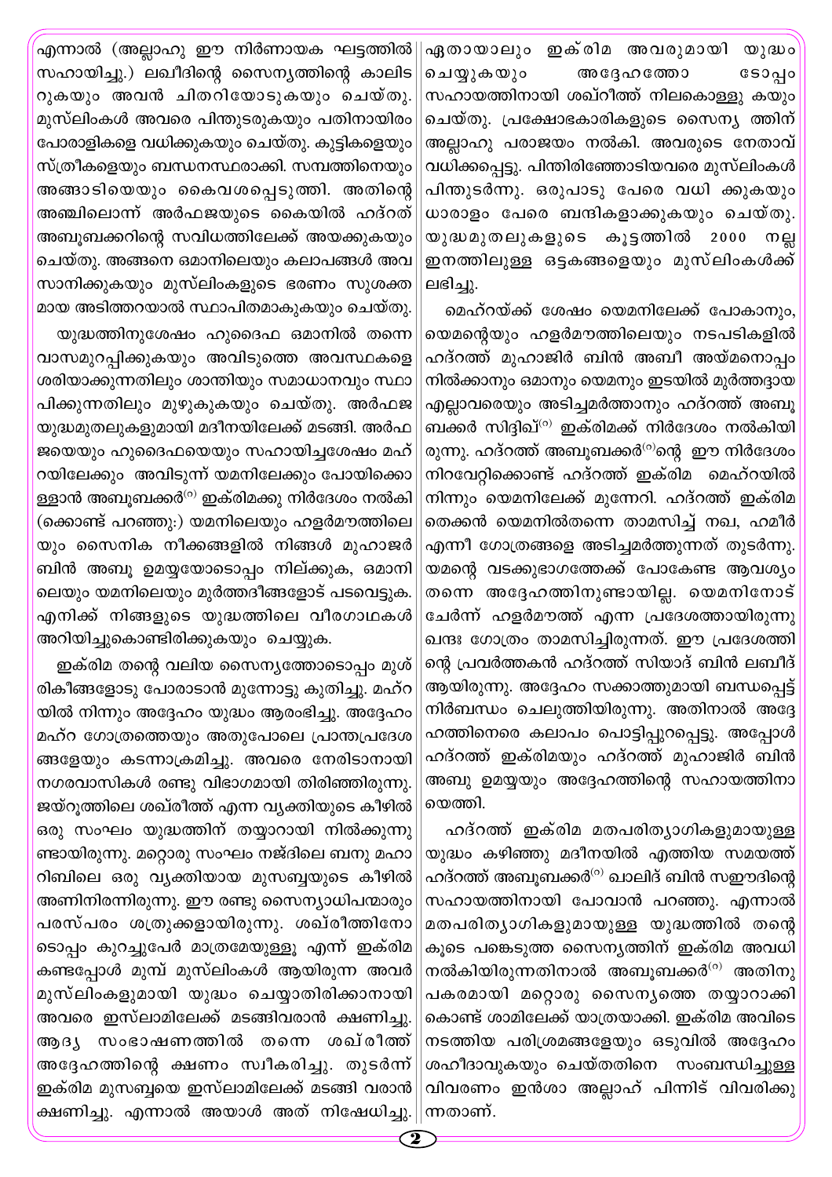എന്നാൽ (അല്ലാഹു ഈ നിർണായക ഘട്ടത്തിൽ സഹായിച്ചു.) ലഖീദിന്റെ സൈന്യത്തിന്റെ കാലിട റുകയും അവൻ ചിതറിയോടുകയും ചെയ്തു. മുസ്‌ലിംകൾ അവരെ പിന്തുടരുകയും പതിനായിരം പോരാളികളെ വധിക്കുകയും ചെയ്തു. കുട്ടികളെയും സ്ത്രീകളെയും ബന്ധനസ്ഥരാക്കി. സമ്പത്തിനെയും അങ്ങാടിയെയും കൈവശപ്പെടുത്തി. അതിന്റെ അഞ്ചിലൊന്ന് അർഫജയുടെ കൈയിൽ ഹദ്റത് അബൂബക്കറിന്റെ സവിധത്തിലേക്ക് അയക്കുകയും ചെയ്തു. അങ്ങനെ ഒമാനിലെയും കലാപങ്ങൾ അവ സാനിക്കുകയും മുസ്‌ലിംകളുടെ ഭരണം സുശക്ത മായ അടിത്തറയാൽ സ്ഥാപിതമാകുകയും ചെയ്തു.

യുദ്ധത്തിനുശേഷം ഹുദൈഫ ഒമാനിൽ തന്നെ വാസമുറപ്പിക്കുകയും അവിടുത്തെ അവസ്ഥകളെ ശരിയാക്കുന്നതിലും ശാന്തിയും സമാധാനവും സ്ഥാ പിക്കുന്നതിലും മുഴുകുകയും ചെയ്തു. അർഫജ യുദ്ധമുതലുകളുമായി മദീനയിലേക്ക് മടങ്ങി. അർഫ ജയെയും ഹുദൈഫയെയും സഹായിച്ചശേഷം മഹ് റയിലേക്കും അവിടുന്ന് യമനിലേക്കും പോയിക്കൊ ള്ളാൻ അബൂബക്കർ[റ] ഇക്‌രിമക്കു നിർദേശം നൽകി (ക്കൊണ്ട് പറഞ്ഞു:) യമനിലെയും ഹളർമൗത്തിലെ യും സൈനിക നീക്കങ്ങളിൽ നിങ്ങൾ മുഹാജർ ബിൻ അബൂ ഉമയ്യയോടൊപ്പം നില്ക്കുക, ഒമാനി ലെയും യമനിലെയും മുർത്തദീങ്ങളോട് പടവെട്ടുക. എനിക്ക് നിങ്ങളുടെ യുദ്ധത്തിലെ വീരഗാഥകൾ അറിയിച്ചുകൊണ്ടിരിക്കുകയും ചെയ്യുക.

ഇക്‌രിമ തന്റെ വലിയ സൈന്യത്തോടൊപ്പം മുശ് രികീങ്ങളോടു പോരാടാൻ മുന്നോട്ടു കുതിച്ചു. മഹ്റ യിൽ നിന്നും അദ്ദേഹം യുദ്ധം ആരംഭിച്ചു. അദ്ദേഹം മഹ്റ ഗോത്രത്തെയും അതുപോലെ പ്രാന്തപ്രദേശ ങ്ങളേയും കടന്നാക്രമിച്ചു. അവരെ നേരിടാനായി നഗരവാസികൾ രണ്ടു വിഭാഗമായി തിരിഞ്ഞിരുന്നു. ജയ്റൂത്തിലെ ശഖ്‌രീത്ത് എന്ന വ്യക്തിയുടെ കീഴിൽ ഒരു സംഘം യുദ്ധത്തിന് തയ്യാറായി നിൽക്കുന്നു ണ്ടായിരുന്നു. മറ്റൊരു സംഘം നജ്ദിലെ ബനു മഹാ റിബിലെ ഒരു വ്യക്തിയായ മുസബ്ബയുടെ കീഴിൽ അണിനിരന്നിരുന്നു. ഈ രണ്ടു സൈന്യാധിപന്മാരും പരസ്പരം ശത്രുക്കളായിരുന്നു. ശഖ്‌രീത്തിനോ ടൊപ്പം കുറച്ചുപേർ മാത്രമേയുള്ളൂ എന്ന് ഇക്‌രിമ കണ്ടപ്പോൾ മുമ്പ് മുസ്‌ലിംകൾ ആയിരുന്ന അവർ മുസ്‌ലിംകളുമായി യുദ്ധം ചെയ്യാതിരിക്കാനായി അവരെ ഇസ്‌ലാമിലേക്ക് മടങ്ങിവരാൻ ക്ഷണിച്ചു. ആദ്യ സംഭാഷണത്തിൽ തന്നെ ശഖ്‌രീത്ത് അദ്ദേഹത്തിന്റെ ക്ഷണം സ്വീകരിച്ചു. തുടർന്ന് ഇക്‌രിമ മുസബ്ബയെ ഇസ്‌ലാമിലേക്ക് മടങ്ങി വരാൻ ക്ഷണിച്ചു. എന്നാൽ അയാൾ അത് നിഷേധിച്ചു. ഏതായാലും ഇക്‌രിമ അവരുമായി യുദ്ധം ചെയ്യുകയും അദ്ദേഹത്തോ ടോപ്പം സഹായത്തിനായി ശഖ്‌രീത്ത് നിലകൊള്ളു കയും ചെയ്തു. പ്രക്ഷോഭകാരികളുടെ സൈന്യ ത്തിന് അല്ലാഹു പരാജയം നൽകി. അവരുടെ നേതാവ് വധിക്കപ്പെട്ടു. പിന്തിരിഞ്ഞോടിയവരെ മുസ്‌ലിംകൾ പിന്തുടർന്നു. ഒരുപാടു പേരെ വധി ക്കുകയും ധാരാളം പേരെ ബന്ദികളാക്കുകയും ചെയ്തു. യുദ്ധമുതലുകളുടെ കൂട്ടത്തിൽ 2000 നല്ല ഇനത്തിലുള്ള ഒട്ടകങ്ങളെയും മുസ്‌ലിംകൾക്ക് ലഭിച്ചു.

മെഹ്റയ്ക്ക് ശേഷം യെമനിലേക്ക് പോകാനും, യെമന്റെയും ഹളർമൗത്തിലെയും നടപടികളിൽ ഹദ്റത്ത് മുഹാജിർ ബിൻ അബീ അയ്മനൊപ്പം നിൽക്കാനും ഒമാനും യെമനും ഇടയിൽ മുർത്തദ്ദായ എല്ലാവരെയും അടിച്ചമർത്താനും ഹദ്റത്ത് അബൂ ബക്കർ സിദ്ദിഖ്[റ] ഇക്‌രിമക്ക് നിർദേശം നൽകിയി രുന്നു. ഹദ്റത്ത് അബൂബക്കർ[റ]ന്റെ ഈ നിർദേശം നിറവേറ്റിക്കൊണ്ട് ഹദ്റത്ത് ഇക്‌രിമ മെഹ്റയിൽ നിന്നും യെമനിലേക്ക് മുന്നേറി. ഹദ്റത്ത് ഇക്‌രിമ തെക്കൻ യെമനിൽതന്നെ താമസിച്ച് നഖ, ഹമീർ എന്നീ ഗോത്രങ്ങളെ അടിച്ചമർത്തുന്നത് തുടർന്നു. യമന്റെ വടക്കുഭാഗത്തേക്ക് പോകേണ്ട ആവശ്യം തന്നെ അദ്ദേഹത്തിനുണ്ടായില്ല. യെമനിനോട് ചേർന്ന് ഹളർമൗത്ത് എന്ന പ്രദേശത്തായിരുന്നു ഖന്ദഃ ഗോത്രം താമസിച്ചിരുന്നത്. ഈ പ്രദേശത്തി ന്റെ പ്രവർത്തകൻ ഹദ്റത്ത് സിയാദ് ബിൻ ലബീദ് ആയിരുന്നു. അദ്ദേഹം സക്കാത്തുമായി ബന്ധപ്പെട്ട് നിർബന്ധം ചെലുത്തിയിരുന്നു. അതിനാൽ അദ്ദേ ഹത്തിനെതിരെ കലാപം പൊട്ടിപ്പുറപ്പെട്ടു. അപ്പോൾ ഹദ്റത്ത് ഇക്‌രിമയും ഹദ്റത്ത് മുഹാജിർ ബിൻ അബു ഉമയ്യയും അദ്ദേഹത്തിന്റെ സഹായത്തിനാ യെത്തി.

ഹദ്റത്ത് ഇക്‌രിമ മതപരിത്യാഗികളുമായുള്ള യുദ്ധം കഴിഞ്ഞു മദീനയിൽ എത്തിയ സമയത്ത് ഹദ്റത്ത് അബൂബക്കർ[റ] ഖാലിദ് ബിൻ സഈദിന്റെ സഹായത്തിനായി പോവാൻ പറഞ്ഞു. എന്നാൽ മതപരിത്യാഗികളുമായുള്ള യുദ്ധത്തിൽ തന്റെ കൂടെ പങ്കെടുത്ത സൈന്യത്തിന് ഇക്‌രിമ അവധി നൽകിയിരുന്നതിനാൽ അബൂബക്കർ[റ] അതിനു പകരമായി മറ്റൊരു സൈന്യത്തെ തയ്യാറാക്കി കൊണ്ട് ശാമിലേക്ക് യാത്രയാക്കി. ഇക്‌രിമ അവിടെ നടത്തിയ പരിശ്രമങ്ങളേയും ഒടുവിൽ അദ്ദേഹം ശഹീദാവുകയും ചെയ്തതിനെ സംബന്ധിച്ചുള്ള വിവരണം ഇൻശാ അല്ലാഹ് പിന്നിട് വിവരിക്കു ന്നതാണ്.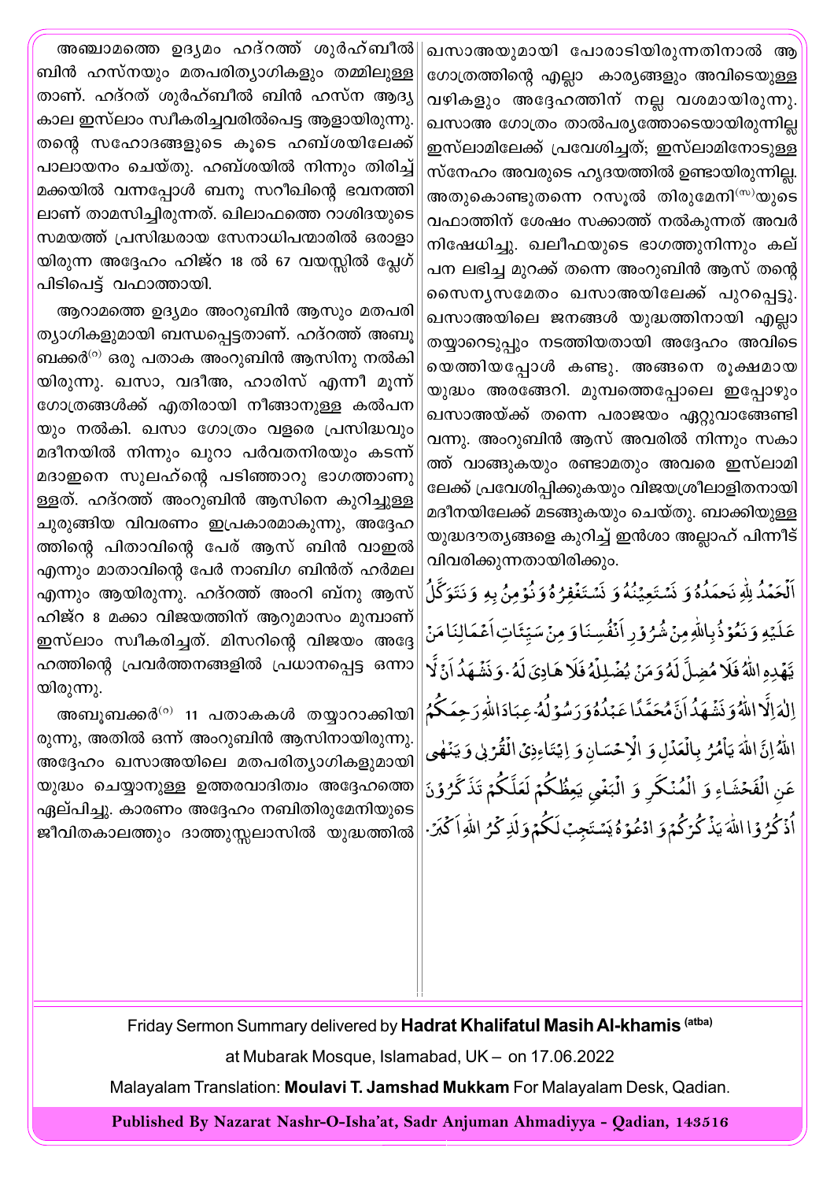അഞ്ചാമത്തെ ഉദ്യമം ഹദ്റത്ത് ശുർഹ്ബീൽ ബിൻ ഹസ്നയും മതപരിത്യാഗികളും തമ്മിലുള്ള താണ്. ഹദ്റത് ശുർഹ്ബീൽ ബിൻ ഹസ്ന ആദ്യ കാല ഇസ്‌ലാം സ്വീകരിച്ചവരിൽപെട്ട ആളായിരുന്നു. തന്റെ സഹോദരങ്ങളുടെ കൂടെ ഹബ്ശയിലേക്ക് പാലായനം ചെയ്തു. ഹബ്ശയിൽ നിന്നും തിരിച്ച് മക്കയിൽ വന്നപ്പോൾ ബനൂ സറീഖിന്റെ ഭവനത്തി ലാണ് താമസിച്ചിരുന്നത്. ഖിലാഫത്തെ റാശിദയുടെ സമയത്ത് പ്രസിദ്ധരായ സേനാധിപന്മാരിൽ ഒരാളാ യിരുന്ന അദ്ദേഹം ഹിജ്റ 18 ൽ 67 വയസ്സിൽ പ്ലേഗ് പിടിപെട്ട് വഫാത്തായി.

ആറാമത്തെ ഉദ്യമം അംറുബിൻ ആസും മതപരി ത്യാഗികളുമായി ബന്ധപ്പെട്ടതാണ്. ഹദ്റത്ത് അബൂ ബക്കർ[റ] ഒരു പതാക അംറുബിൻ ആസിനു നൽകി യിരുന്നു. ഖസാ, വദീഅ, ഹാരിസ് എന്നീ മൂന്ന് ഗോത്രങ്ങൾക്ക് എതിരായി നീങ്ങാനുള്ള കൽപന യും നൽകി. ഖസാ ഗോത്രം വളരെ പ്രസിദ്ധവും മദീനയിൽ നിന്നും ഖുറാ പർവതനിരയും കടന്ന് മദാഇനെ സുലഹ്ന്റെ പടിഞ്ഞാറു ഭാഗത്താണു ള്ളത്. ഹദ്റത്ത് അംറുബിൻ ആസിനെ കുറിച്ചുള്ള ചുരുങ്ങിയ വിവരണം ഇപ്രകാരമാകുന്നു, അദ്ദേഹ ത്തിന്റെ പിതാവിന്റെ പേര് ആസ് ബിൻ വാഇൽ എന്നും മാതാവിന്റെ പേര് നാബിഗ ബിൻത് ഹർമല എന്നും ആയിരുന്നു. ഹദ്റത്ത് അംറി ബ്നു ആസ് ഹിജ്റ 8 മക്കാ വിജയത്തിന് ആറുമാസം മുമ്പാണ് ഇസ്‌ലാം സ്വീകരിച്ചത്. മിസറിന്റെ വിജയം അദ്ദേ ഹത്തിന്റെ പ്രവർത്തനങ്ങളിൽ പ്രധാനപ്പെട്ട ഒന്നാ യിരുന്നു.

അബൂബക്കർ[റ] 11 പതാകകൾ തയ്യാറാക്കിയി രുന്നു, അതിൽ ഒന്ന് അംറുബിൻ ആസിനായിരുന്നു. അദ്ദേഹം ഖസാഅയിലെ മതപരിത്യാഗികളുമായി യുദ്ധം ചെയ്യാനുള്ള ഉത്തരവാദിത്വം അദ്ദേഹത്തെ ഏല്പിച്ചു. കാരണം അദ്ദേഹം നബിതിരുമേനിയുടെ ജീവിതകാലത്തും ദാത്തുസ്സലാസിൽ യുദ്ധത്തിൽ ഖസാഅയുമായി പോരാടിയിരുന്നതിനാൽ ആ ഗോത്രത്തിന്റെ എല്ലാ കാര്യങ്ങളും അവിടെയുള്ള വഴികളും അദ്ദേഹത്തിന് നല്ല വശമായിരുന്നു. ഖസാഅ ഗോത്രം താൽപര്യത്തോടെയായിരുന്നില്ല ഇസ്‌ലാമിലേക്ക് പ്രവേശിച്ചത്; ഇസ്‌ലാമിനോടുള്ള സ്നേഹം അവരുടെ ഹൃദയത്തിൽ ഉണ്ടായിരുന്നില്ല. അതുകൊണ്ടുതന്നെ റസൂൽ തിരുമേനി[സ]യുടെ വഫാത്തിന് ശേഷം സക്കാത്ത് നൽകുന്നത് അവർ നിഷേധിച്ചു. ഖലീഫയുടെ ഭാഗത്തുനിന്നും കല് പന ലഭിച്ച മുറക്ക് തന്നെ അംറുബിൻ ആസ് തന്റെ സൈന്യസമേതം ഖസാഅയിലേക്ക് പുറപ്പെട്ടു. ഖസാഅയിലെ ജനങ്ങൾ യുദ്ധത്തിനായി എല്ലാ തയ്യാറെടുപ്പും നടത്തിയതായി അദ്ദേഹം അവിടെ യെത്തിയപ്പോൾ കണ്ടു. അങ്ങനെ രൂക്ഷമായ യുദ്ധം അരങ്ങേറി. മുമ്പത്തെപ്പോലെ ഇപ്പോഴും ഖസാഅയ്ക്ക് തന്നെ പരാജയം ഏറ്റുവാങ്ങേണ്ടി വന്നു. അംറുബിൻ ആസ് അവരിൽ നിന്നും സകാ ത്ത് വാങ്ങുകയും രണ്ടാമതും അവരെ ഇസ്‌ലാമി ലേക്ക് പ്രവേശിപ്പിക്കുകയും വിജയശ്രീലാളിതനായി മദീനയിലേക്ക് മടങ്ങുകയും ചെയ്തു. ബാക്കിയുള്ള യുദ്ധദൗത്യങ്ങളെ കുറിച്ച് ഇൻശാ അല്ലാഹ് പിന്നീട് വിവരിക്കുന്നതായിരിക്കും.

اَلْحَمْدُ لِلّٰهِ نَحْمَدُهٗ وَ نَسْتَعِيْنُهٗ وَ نَسْتَغْفِرُهٗ وَنُؤْمِنُ بِهٖ وَنَتَوَكَّلُ عَلَيْهِ وَنَعُوْذُبِاللّٰهِ مِنْ شُرُوْرِ اَنْفُسِنَا وَ مِنْ سَيِّئَاتِ اَعْمَالِنَا مَنْ يَّهْدِهِ اللّٰهُ فَلَا مُضِلَّ لَهٗ وَمَنْ يُّضْلِلْهُ فَلَا هَادِىَ لَهٗ ـ وَنَشْهَدُ اَنْ لَّا اِلٰهَ اِلَّا اللّٰهُ وَنَشْهَدُ اَنَّ مُحَمَّدًا عَبْدُهٗ وَرَسُوْلُهٗ ـ عِبَادَ اللّٰهِ رَحِمَكُمُ اللّٰهُ اِنَّ اللّٰهَ يَاْمُرُ بِالْعَدْلِ وَ الْاِحْسَانِ وَ اِيْتَاءِذِى الْقُرْبٰى وَيَنْهٰى عَنِ الْفَحْشَاءِ وَ الْمُنْكَرِ وَ الْبَغْيِ يَعِظُكُمْ لَعَلَّكُمْ تَذَكَّرُوْنَ اُذْكُرُوْا اللّٰهَ يَذْكُرْكُمْ وَ ادْعُوْهُ يَسْتَجِبْ لَكُمْ وَلَذِكْرُ اللّٰهِ اَكْبَرُ ـ

Friday Sermon Summary delivered by **Hadrat Khalifatul Masih Al-khamis (atba)**

at Mubarak Mosque, Islamabad, UK – on 17.06.2022

Malayalam Translation: **Moulavi T. Jamshad Mukkam** For Malayalam Desk, Qadian.

**Published By Nazarat Nashr-O-Isha'at, Sadr Anjuman Ahmadiyya - Qadian, 143516**